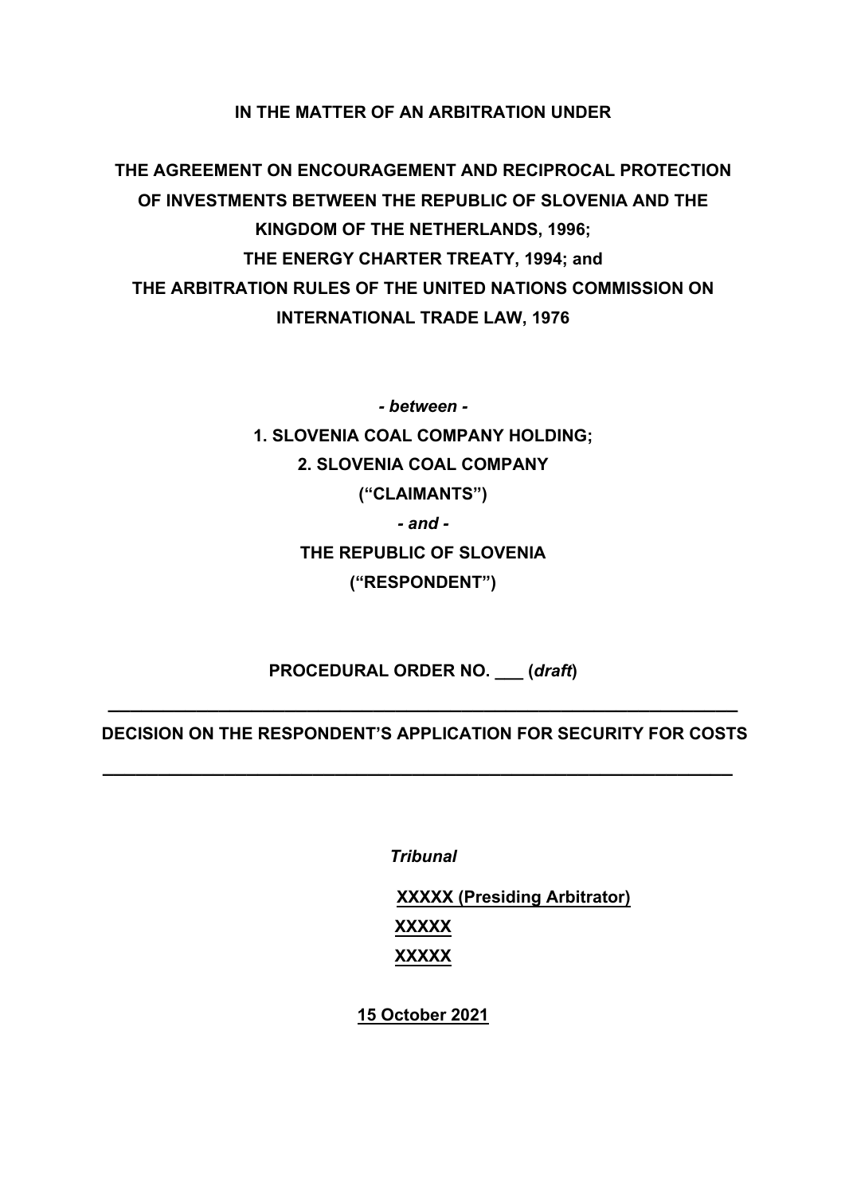**IN THE MATTER OF AN ARBITRATION UNDER**

**THE AGREEMENT ON ENCOURAGEMENT AND RECIPROCAL PROTECTION OF INVESTMENTS BETWEEN THE REPUBLIC OF SLOVENIA AND THE KINGDOM OF THE NETHERLANDS, 1996;**
**THE ENERGY CHARTER TREATY, 1994; and**
**THE ARBITRATION RULES OF THE UNITED NATIONS COMMISSION ON INTERNATIONAL TRADE LAW, 1976**

***- between -***

**1. SLOVENIA COAL COMPANY HOLDING;**
**2. SLOVENIA COAL COMPANY**
**("CLAIMANTS")**

***- and -***

**THE REPUBLIC OF SLOVENIA**
**("RESPONDENT")**

**PROCEDURAL ORDER NO. ___ (*draft*)**

---

**DECISION ON THE RESPONDENT'S APPLICATION FOR SECURITY FOR COSTS**

---

***Tribunal***

**XXXXX (Presiding Arbitrator)**
**XXXXX**
**XXXXX**

**15 October 2021**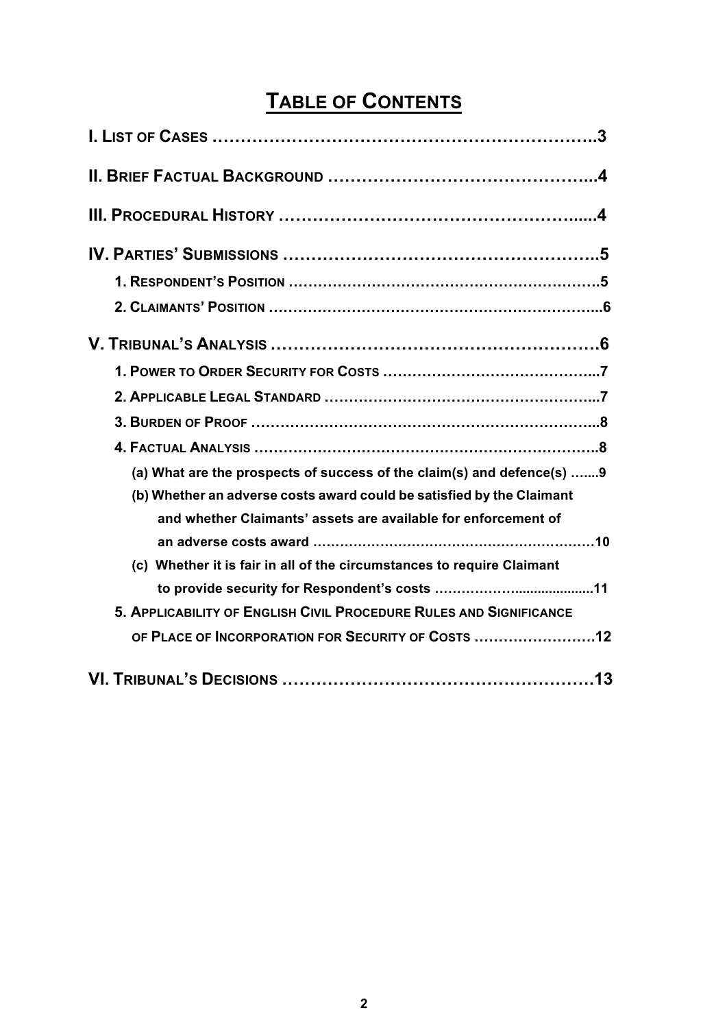# TABLE OF CONTENTS

**I. LIST OF CASES ……………………………………………………………..3**

**II. BRIEF FACTUAL BACKGROUND ………………………………………...4**

**III. PROCEDURAL HISTORY …………………………………………….....4**

**IV. PARTIES' SUBMISSIONS ……………………………………………..5**

- **1. RESPONDENT'S POSITION ……………………………………………………….5**
- **2. CLAIMANTS' POSITION ………………………………………………………….....6**

**V. TRIBUNAL'S ANALYSIS ………………………………………………6**

- **1. POWER TO ORDER SECURITY FOR COSTS ……………………………………...7**
- **2. APPLICABLE LEGAL STANDARD ………………………………………………...7**
- **3. BURDEN OF PROOF ………………………………………………………………...8**
- **4. FACTUAL ANALYSIS ……………………………………………………………..8**
  - **(a) What are the prospects of success of the claim(s) and defence(s) …....9**
  - **(b) Whether an adverse costs award could be satisfied by the Claimant and whether Claimants' assets are available for enforcement of an adverse costs award ……………………………………………………10**
  - **(c) Whether it is fair in all of the circumstances to require Claimant to provide security for Respondent's costs ……………….....................11**
- **5. APPLICABILITY OF ENGLISH CIVIL PROCEDURE RULES AND SIGNIFICANCE OF PLACE OF INCORPORATION FOR SECURITY OF COSTS …………………….12**

**VI. TRIBUNAL'S DECISIONS ………………………………………………13**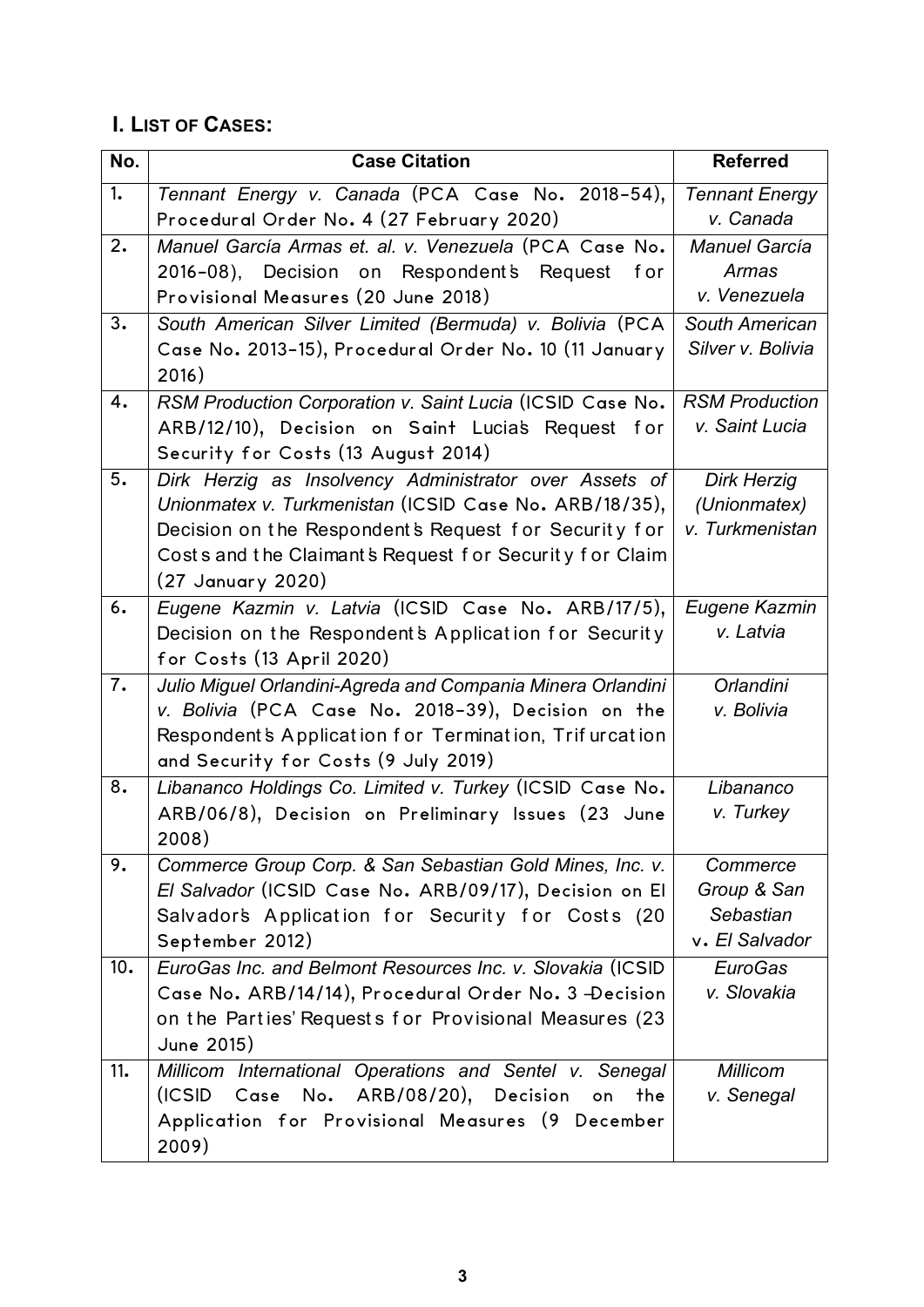## I. LIST OF CASES:

| No. | Case Citation | Referred |
|---|---|---|
| 1. | *Tennant Energy v. Canada* (PCA Case No. 2018-54), Procedural Order No. 4 (27 February 2020) | *Tennant Energy v. Canada* |
| 2. | *Manuel García Armas et. al. v. Venezuela* (PCA Case No. 2016-08), Decision on Respondent's Request for Provisional Measures (20 June 2018) | *Manuel García Armas v. Venezuela* |
| 3. | *South American Silver Limited (Bermuda) v. Bolivia* (PCA Case No. 2013-15), Procedural Order No. 10 (11 January 2016) | *South American Silver v. Bolivia* |
| 4. | *RSM Production Corporation v. Saint Lucia* (ICSID Case No. ARB/12/10), Decision on Saint Lucia's Request for Security for Costs (13 August 2014) | *RSM Production v. Saint Lucia* |
| 5. | *Dirk Herzig as Insolvency Administrator over Assets of Unionmatex v. Turkmenistan* (ICSID Case No. ARB/18/35), Decision on the Respondent's Request for Security for Costs and the Claimant's Request for Security for Claim (27 January 2020) | *Dirk Herzig (Unionmatex) v. Turkmenistan* |
| 6. | *Eugene Kazmin v. Latvia* (ICSID Case No. ARB/17/5), Decision on the Respondent's Application for Security for Costs (13 April 2020) | *Eugene Kazmin v. Latvia* |
| 7. | *Julio Miguel Orlandini-Agreda and Compania Minera Orlandini v. Bolivia* (PCA Case No. 2018-39), Decision on the Respondent's Application for Termination, Trifurcation and Security for Costs (9 July 2019) | *Orlandini v. Bolivia* |
| 8. | *Libananco Holdings Co. Limited v. Turkey* (ICSID Case No. ARB/06/8), Decision on Preliminary Issues (23 June 2008) | *Libananco v. Turkey* |
| 9. | *Commerce Group Corp. & San Sebastian Gold Mines, Inc. v. El Salvador* (ICSID Case No. ARB/09/17), Decision on El Salvador's Application for Security for Costs (20 September 2012) | *Commerce Group & San Sebastian* v. *El Salvador* |
| 10. | *EuroGas Inc. and Belmont Resources Inc. v. Slovakia* (ICSID Case No. ARB/14/14), Procedural Order No. 3 –Decision on the Parties' Requests for Provisional Measures (23 June 2015) | *EuroGas v. Slovakia* |
| 11. | *Millicom International Operations and Sentel v. Senegal* (ICSID Case No. ARB/08/20), Decision on the Application for Provisional Measures (9 December 2009) | *Millicom v. Senegal* |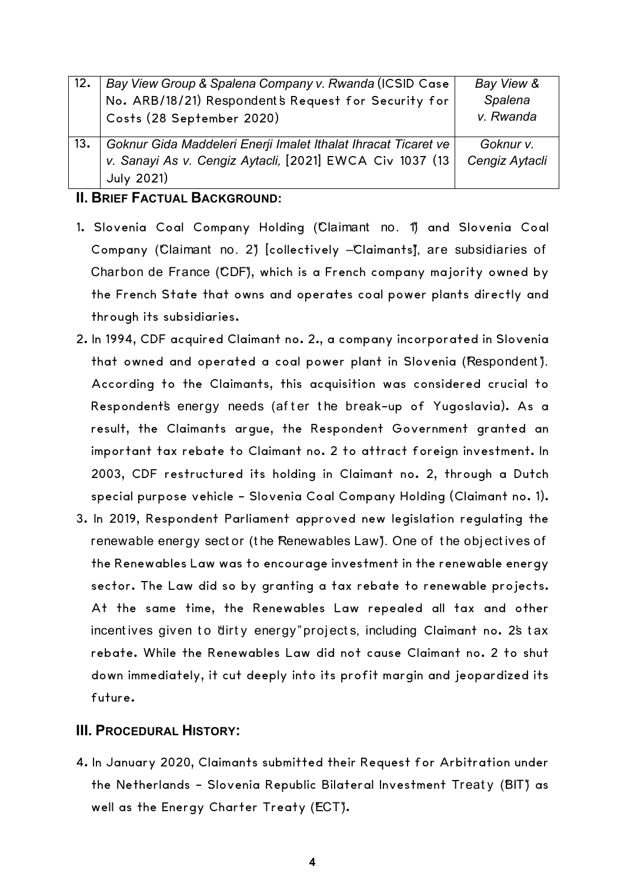| 12. | *Bay View Group & Spalena Company v. Rwanda* (ICSID Case No. ARB/18/21) Respondent's Request for Security for Costs (28 September 2020) | *Bay View & Spalena v. Rwanda* |
|---|---|---|
| 13. | *Goknur Gida Maddeleri Enerji Imalet Ithalat Ihracat Ticaret ve v. Sanayi As v. Cengiz Aytacli,* [2021] EWCA Civ 1037 (13 July 2021) | *Goknur v. Cengiz Aytacli* |

## II. BRIEF FACTUAL BACKGROUND:

1. Slovenia Coal Company Holding ("Claimant no. 1") and Slovenia Coal Company ("Claimant no. 2") [collectively –"Claimants"], are subsidiaries of Charbon de France ("CDF"), which is a French company majority owned by the French State that owns and operates coal power plants directly and through its subsidiaries.
2. In 1994, CDF acquired Claimant no. 2., a company incorporated in Slovenia that owned and operated a coal power plant in Slovenia ("Respondent"). According to the Claimants, this acquisition was considered crucial to Respondent's energy needs (after the break-up of Yugoslavia). As a result, the Claimants argue, the Respondent Government granted an important tax rebate to Claimant no. 2 to attract foreign investment. In 2003, CDF restructured its holding in Claimant no. 2, through a Dutch special purpose vehicle - Slovenia Coal Company Holding (Claimant no. 1).
3. In 2019, Respondent Parliament approved new legislation regulating the renewable energy sector (the "Renewables Law"). One of the objectives of the Renewables Law was to encourage investment in the renewable energy sector. The Law did so by granting a tax rebate to renewable projects. At the same time, the Renewables Law repealed all tax and other incentives given to "dirty energy" projects, including Claimant no. 2's tax rebate. While the Renewables Law did not cause Claimant no. 2 to shut down immediately, it cut deeply into its profit margin and jeopardized its future.

## III. PROCEDURAL HISTORY:

4. In January 2020, Claimants submitted their Request for Arbitration under the Netherlands - Slovenia Republic Bilateral Investment Treaty ("BIT") as well as the Energy Charter Treaty ("ECT").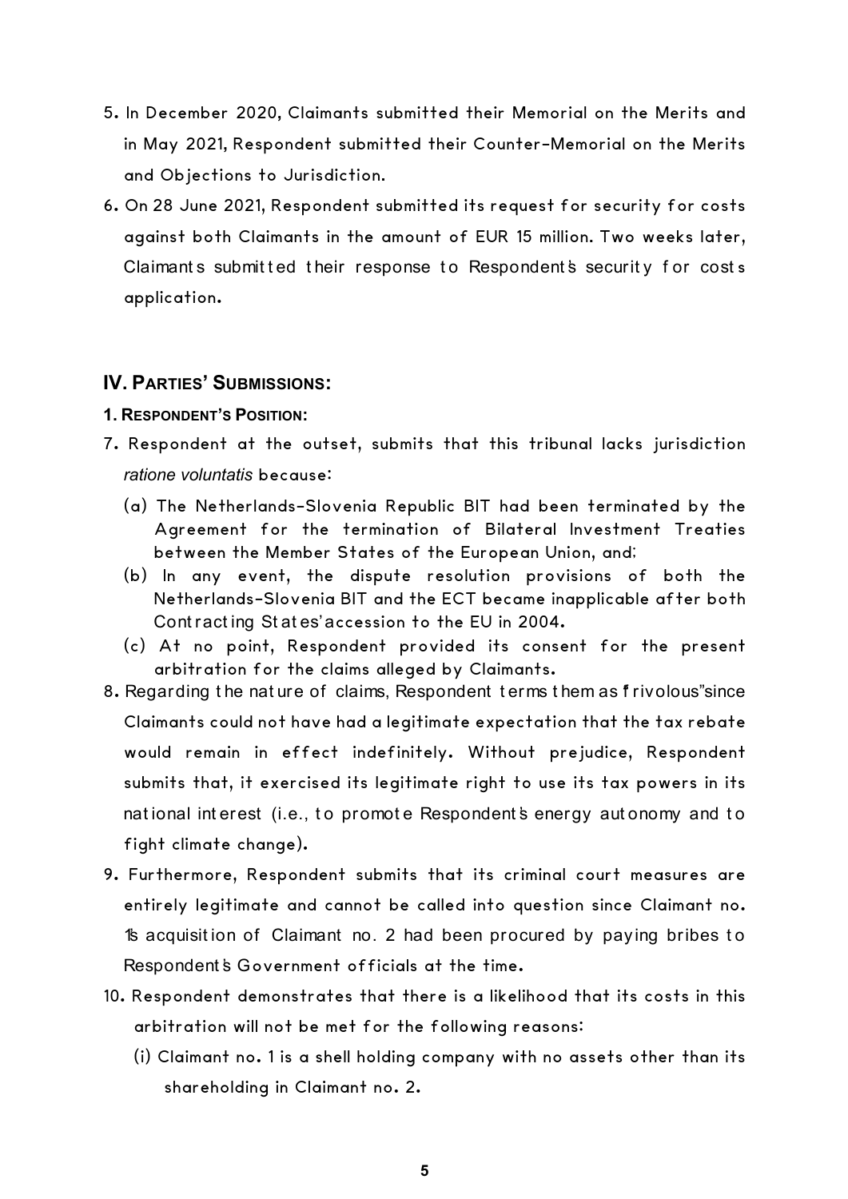5. In December 2020, Claimants submitted their Memorial on the Merits and in May 2021, Respondent submitted their Counter-Memorial on the Merits and Objections to Jurisdiction.

6. On 28 June 2021, Respondent submitted its request for security for costs against both Claimants in the amount of EUR 15 million. Two weeks later, Claimants submitted their response to Respondent's security for costs application.

## IV. PARTIES' SUBMISSIONS:

### 1. RESPONDENT'S POSITION:

7. Respondent at the outset, submits that this tribunal lacks jurisdiction *ratione voluntatis* because:

   (a) The Netherlands-Slovenia Republic BIT had been terminated by the Agreement for the termination of Bilateral Investment Treaties between the Member States of the European Union, and;

   (b) In any event, the dispute resolution provisions of both the Netherlands-Slovenia BIT and the ECT became inapplicable after both Contracting States' accession to the EU in 2004.

   (c) At no point, Respondent provided its consent for the present arbitration for the claims alleged by Claimants.

8. Regarding the nature of claims, Respondent terms them as "frivolous" since Claimants could not have had a legitimate expectation that the tax rebate would remain in effect indefinitely. Without prejudice, Respondent submits that, it exercised its legitimate right to use its tax powers in its national interest (i.e., to promote Respondent's energy autonomy and to fight climate change).

9. Furthermore, Respondent submits that its criminal court measures are entirely legitimate and cannot be called into question since Claimant no. 1's acquisition of Claimant no. 2 had been procured by paying bribes to Respondent's Government officials at the time.

10. Respondent demonstrates that there is a likelihood that its costs in this arbitration will not be met for the following reasons:

    (i) Claimant no. 1 is a shell holding company with no assets other than its shareholding in Claimant no. 2.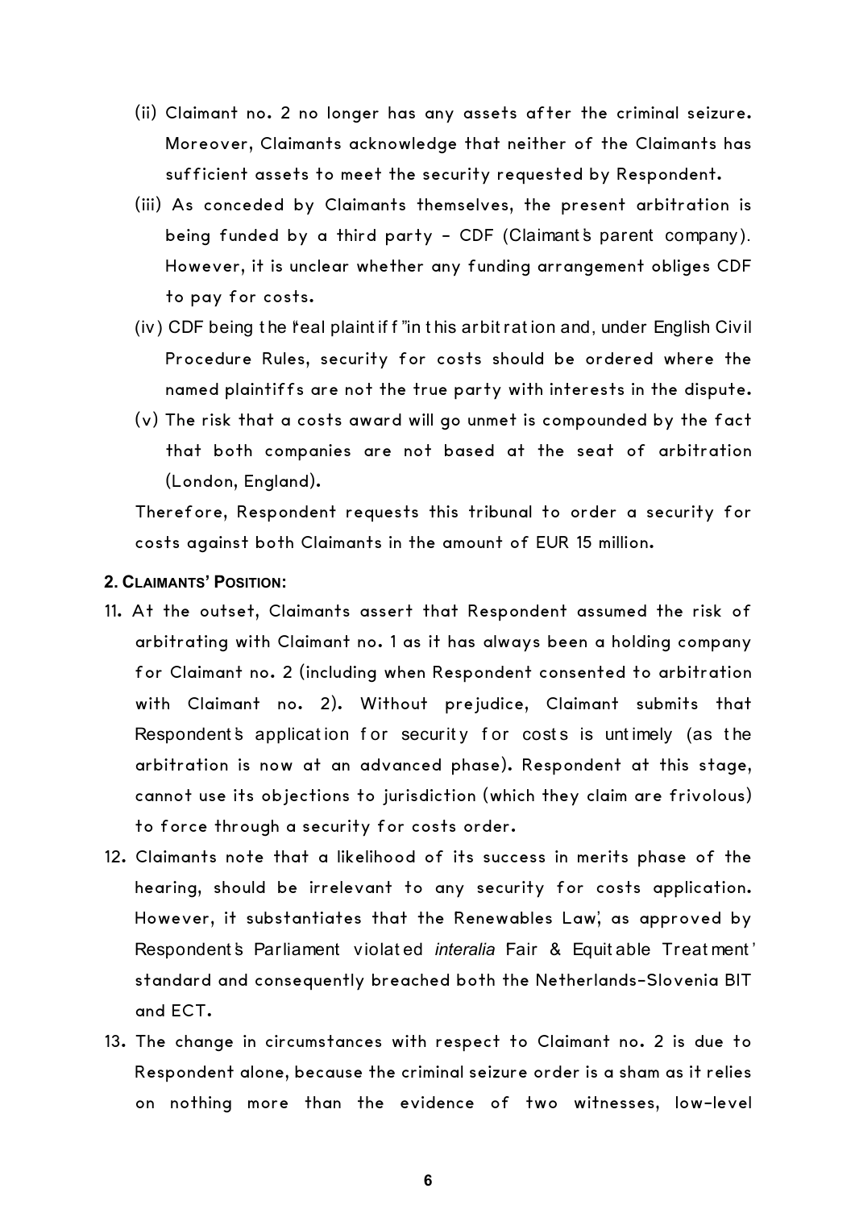(ii) Claimant no. 2 no longer has any assets after the criminal seizure. Moreover, Claimants acknowledge that neither of the Claimants has sufficient assets to meet the security requested by Respondent.

(iii) As conceded by Claimants themselves, the present arbitration is being funded by a third party - CDF (Claimant's parent company). However, it is unclear whether any funding arrangement obliges CDF to pay for costs.

(iv) CDF being the "real plaintiff" in this arbitration and, under English Civil Procedure Rules, security for costs should be ordered where the named plaintiffs are not the true party with interests in the dispute.

(v) The risk that a costs award will go unmet is compounded by the fact that both companies are not based at the seat of arbitration (London, England).

Therefore, Respondent requests this tribunal to order a security for costs against both Claimants in the amount of EUR 15 million.

**2. CLAIMANTS' POSITION:**

11. At the outset, Claimants assert that Respondent assumed the risk of arbitrating with Claimant no. 1 as it has always been a holding company for Claimant no. 2 (including when Respondent consented to arbitration with Claimant no. 2). Without prejudice, Claimant submits that Respondent's application for security for costs is untimely (as the arbitration is now at an advanced phase). Respondent at this stage, cannot use its objections to jurisdiction (which they claim are frivolous) to force through a security for costs order.

12. Claimants note that a likelihood of its success in merits phase of the hearing, should be irrelevant to any security for costs application. However, it substantiates that the Renewables Law', as approved by Respondent's Parliament violated *interalia* Fair & Equitable Treatment' standard and consequently breached both the Netherlands-Slovenia BIT and ECT.

13. The change in circumstances with respect to Claimant no. 2 is due to Respondent alone, because the criminal seizure order is a sham as it relies on nothing more than the evidence of two witnesses, low-level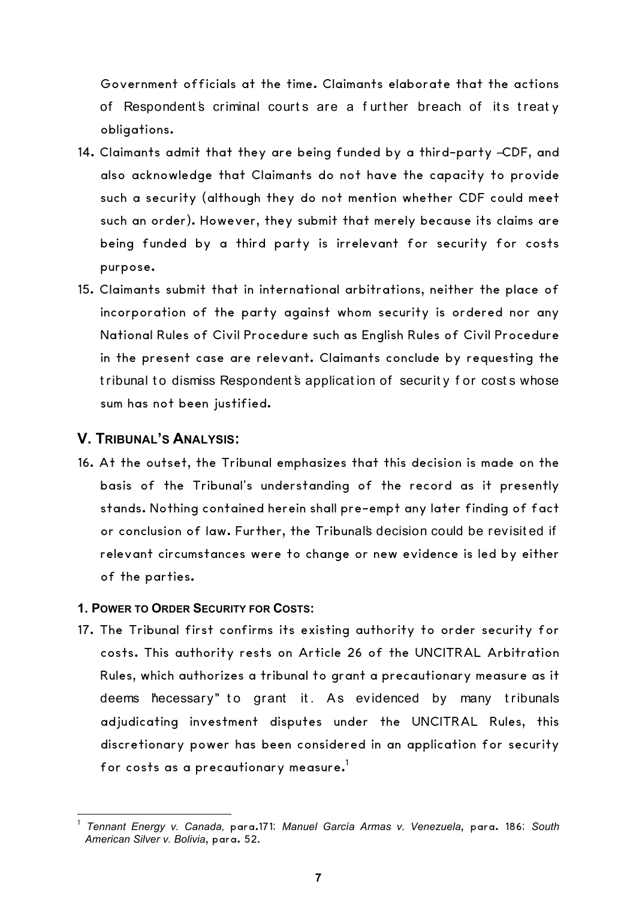Government officials at the time. Claimants elaborate that the actions of Respondent's criminal courts are a further breach of its treaty obligations.

14. Claimants admit that they are being funded by a third-party –CDF, and also acknowledge that Claimants do not have the capacity to provide such a security (although they do not mention whether CDF could meet such an order). However, they submit that merely because its claims are being funded by a third party is irrelevant for security for costs purpose.

15. Claimants submit that in international arbitrations, neither the place of incorporation of the party against whom security is ordered nor any National Rules of Civil Procedure such as English Rules of Civil Procedure in the present case are relevant. Claimants conclude by requesting the tribunal to dismiss Respondent's application of security for costs whose sum has not been justified.

## V. TRIBUNAL'S ANALYSIS:

16. At the outset, the Tribunal emphasizes that this decision is made on the basis of the Tribunal's understanding of the record as it presently stands. Nothing contained herein shall pre-empt any later finding of fact or conclusion of law. Further, the Tribunal's decision could be revisited if relevant circumstances were to change or new evidence is led by either of the parties.

### 1. POWER TO ORDER SECURITY FOR COSTS:

17. The Tribunal first confirms its existing authority to order security for costs. This authority rests on Article 26 of the UNCITRAL Arbitration Rules, which authorizes a tribunal to grant a precautionary measure as it deems "necessary" to grant it. As evidenced by many tribunals adjudicating investment disputes under the UNCITRAL Rules, this discretionary power has been considered in an application for security for costs as a precautionary measure.[1]

---

[1] *Tennant Energy v. Canada,* para.171; *Manuel García Armas v. Venezuela*, para. 186; *South American Silver v. Bolivia*, para. 52.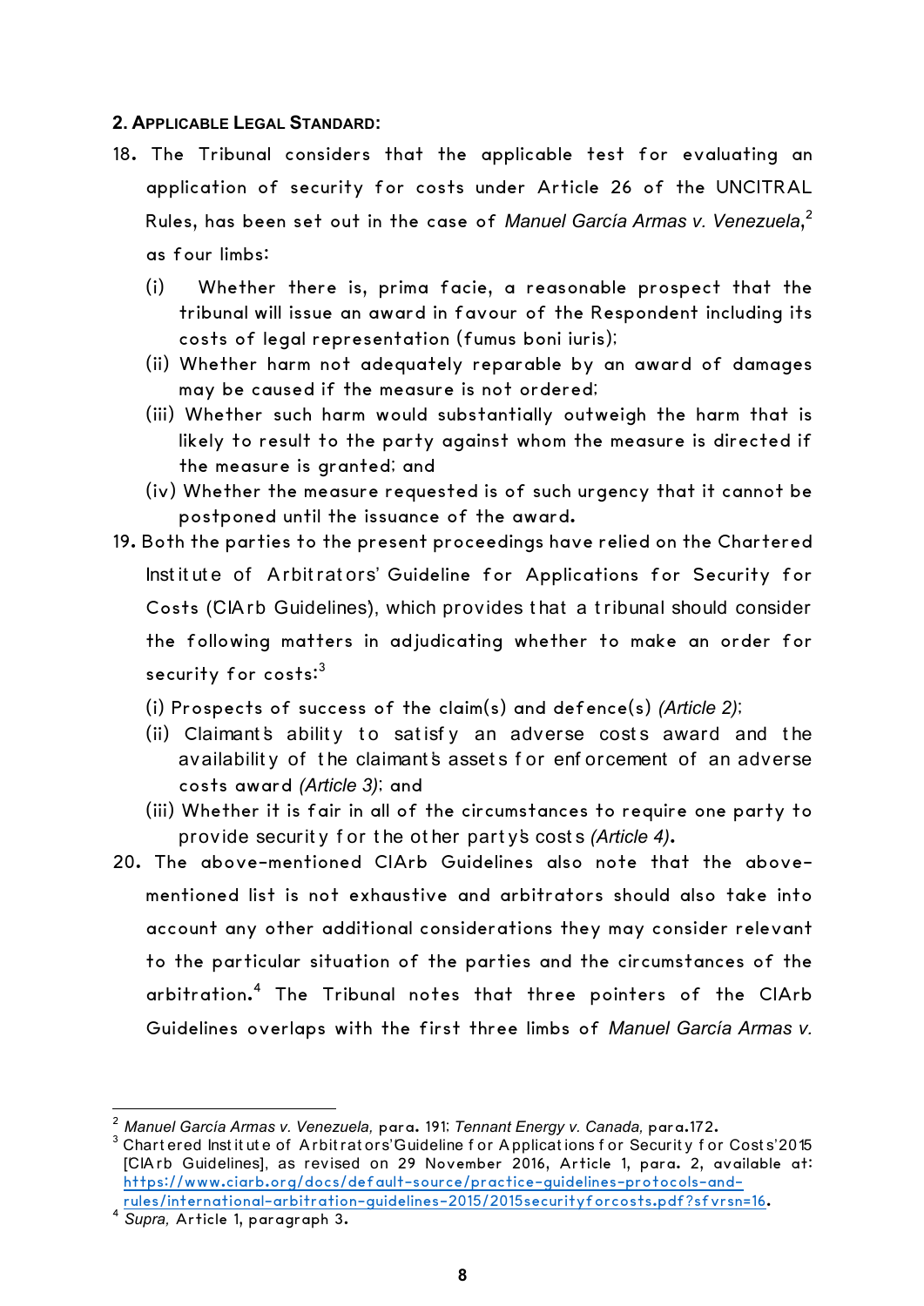**2. Applicable Legal Standard:**

18. The Tribunal considers that the applicable test for evaluating an application of security for costs under Article 26 of the UNCITRAL Rules, has been set out in the case of *Manuel García Armas v. Venezuela*,[2] as four limbs:

    (i) Whether there is, prima facie, a reasonable prospect that the tribunal will issue an award in favour of the Respondent including its costs of legal representation (fumus boni iuris);

    (ii) Whether harm not adequately reparable by an award of damages may be caused if the measure is not ordered;

    (iii) Whether such harm would substantially outweigh the harm that is likely to result to the party against whom the measure is directed if the measure is granted; and

    (iv) Whether the measure requested is of such urgency that it cannot be postponed until the issuance of the award.

19. Both the parties to the present proceedings have relied on the Chartered Institute of Arbitrators' Guideline for Applications for Security for Costs (CIArb Guidelines), which provides that a tribunal should consider the following matters in adjudicating whether to make an order for security for costs:[3]

    (i) Prospects of success of the claim(s) and defence(s) *(Article 2)*;

    (ii) Claimant's ability to satisfy an adverse costs award and the availability of the claimant's assets for enforcement of an adverse costs award *(Article 3)*; and

    (iii) Whether it is fair in all of the circumstances to require one party to provide security for the other party's costs *(Article 4)*.

20. The above-mentioned CIArb Guidelines also note that the above-mentioned list is not exhaustive and arbitrators should also take into account any other additional considerations they may consider relevant to the particular situation of the parties and the circumstances of the arbitration.[4] The Tribunal notes that three pointers of the CIArb Guidelines overlaps with the first three limbs of *Manuel García Armas v.*

---

[2] *Manuel García Armas v. Venezuela,* para. 191; *Tennant Energy v. Canada,* para.172.

[3] Chartered Institute of Arbitrators'Guideline for Applications for Security for Costs'2015 [CIArb Guidelines], as revised on 29 November 2016, Article 1, para. 2, available at: https://www.ciarb.org/docs/default-source/practice-guidelines-protocols-and-rules/international-arbitration-guidelines-2015/2015securityforcosts.pdf?sfvrsn=16.

[4] *Supra,* Article 1, paragraph 3.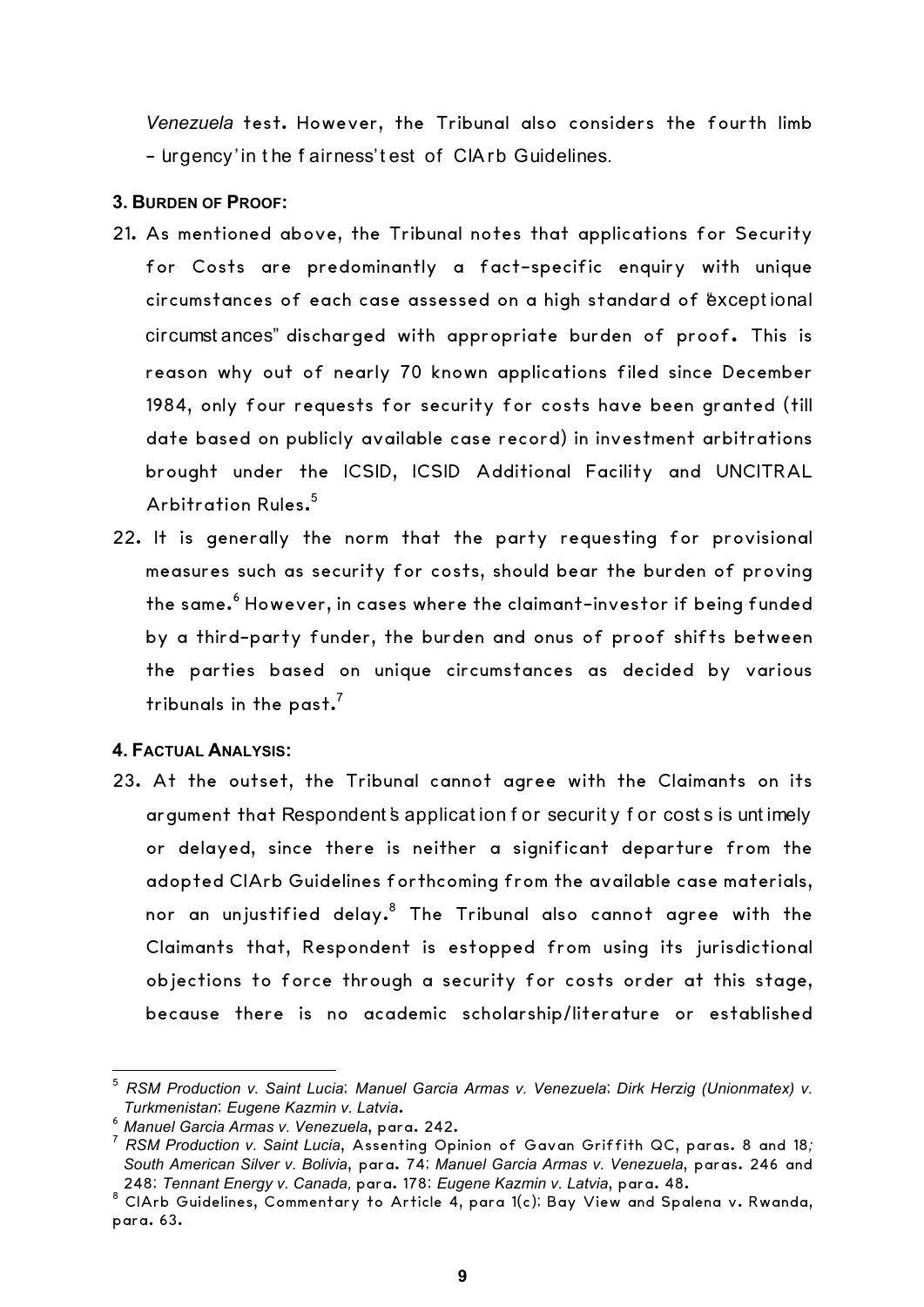*Venezuela* test. However, the Tribunal also considers the fourth limb – 'urgency' in the 'fairness' test of CIArb Guidelines.

### 3. Burden of Proof:

21. As mentioned above, the Tribunal notes that applications for Security for Costs are predominantly a fact-specific enquiry with unique circumstances of each case assessed on a high standard of "exceptional circumstances" discharged with appropriate burden of proof. This is reason why out of nearly 70 known applications filed since December 1984, only four requests for security for costs have been granted (till date based on publicly available case record) in investment arbitrations brought under the ICSID, ICSID Additional Facility and UNCITRAL Arbitration Rules.[5]

22. It is generally the norm that the party requesting for provisional measures such as security for costs, should bear the burden of proving the same.[6] However, in cases where the claimant-investor if being funded by a third-party funder, the burden and onus of proof shifts between the parties based on unique circumstances as decided by various tribunals in the past.[7]

### 4. Factual Analysis:

23. At the outset, the Tribunal cannot agree with the Claimants on its argument that Respondent's application for security for costs is untimely or delayed, since there is neither a significant departure from the adopted CIArb Guidelines forthcoming from the available case materials, nor an unjustified delay.[8] The Tribunal also cannot agree with the Claimants that, Respondent is estopped from using its jurisdictional objections to force through a security for costs order at this stage, because there is no academic scholarship/literature or established

---

[5] *RSM Production v. Saint Lucia*; *Manuel Garcia Armas v. Venezuela*; *Dirk Herzig (Unionmatex) v. Turkmenistan*; *Eugene Kazmin v. Latvia*.

[6] *Manuel Garcia Armas v. Venezuela*, para. 242.

[7] *RSM Production v. Saint Lucia*, Assenting Opinion of Gavan Griffith QC, paras. 8 and 18; *South American Silver v. Bolivia*, para. 74; *Manuel Garcia Armas v. Venezuela*, paras. 246 and 248; *Tennant Energy v. Canada,* para. 178; *Eugene Kazmin v. Latvia*, para. 48.

[8] CIArb Guidelines, Commentary to Article 4, para 1(c); Bay View and Spalena v. Rwanda, para. 63.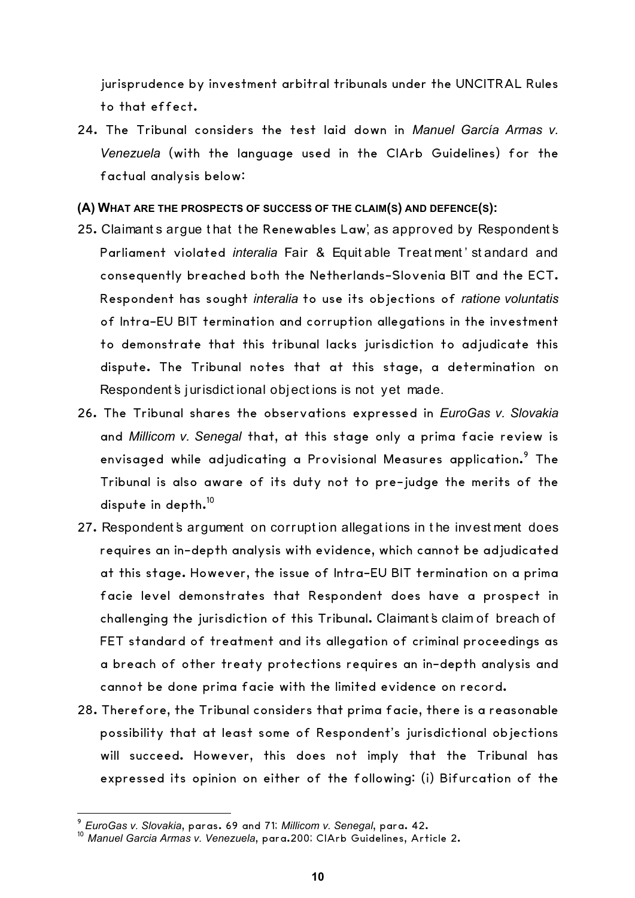jurisprudence by investment arbitral tribunals under the UNCITRAL Rules to that effect.

24. The Tribunal considers the test laid down in *Manuel García Armas v. Venezuela* (with the language used in the CIArb Guidelines) for the factual analysis below:

**(A) WHAT ARE THE PROSPECTS OF SUCCESS OF THE CLAIM(S) AND DEFENCE(S):**

25. Claimants argue that the Renewables Law', as approved by Respondent's Parliament violated *interalia* Fair & Equitable Treatment' standard and consequently breached both the Netherlands-Slovenia BIT and the ECT. Respondent has sought *interalia* to use its objections of *ratione voluntatis* of Intra-EU BIT termination and corruption allegations in the investment to demonstrate that this tribunal lacks jurisdiction to adjudicate this dispute. The Tribunal notes that at this stage, a determination on Respondent's jurisdictional objections is not yet made.

26. The Tribunal shares the observations expressed in *EuroGas v. Slovakia* and *Millicom v. Senegal* that, at this stage only a prima facie review is envisaged while adjudicating a Provisional Measures application.[9] The Tribunal is also aware of its duty not to pre-judge the merits of the dispute in depth.[10]

27. Respondent's argument on corruption allegations in the investment does requires an in-depth analysis with evidence, which cannot be adjudicated at this stage. However, the issue of Intra-EU BIT termination on a prima facie level demonstrates that Respondent does have a prospect in challenging the jurisdiction of this Tribunal. Claimant's claim of breach of FET standard of treatment and its allegation of criminal proceedings as a breach of other treaty protections requires an in-depth analysis and cannot be done prima facie with the limited evidence on record.

28. Therefore, the Tribunal considers that prima facie, there is a reasonable possibility that at least some of Respondent's jurisdictional objections will succeed. However, this does not imply that the Tribunal has expressed its opinion on either of the following: (i) Bifurcation of the

---

[9] *EuroGas v. Slovakia*, paras. 69 and 71; *Millicom v. Senegal*, para. 42.

[10] *Manuel Garcia Armas v. Venezuela*, para.200; CIArb Guidelines, Article 2.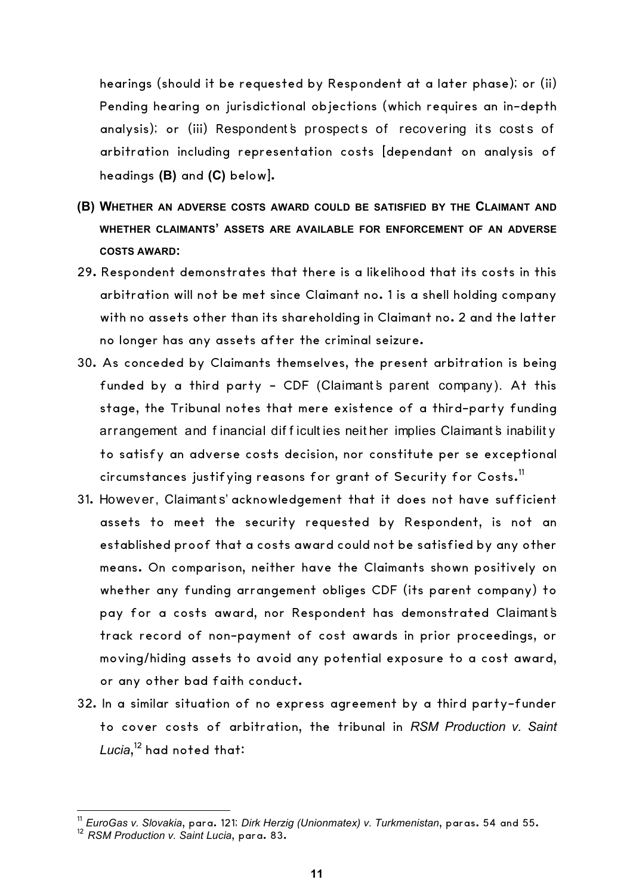hearings (should it be requested by Respondent at a later phase); or (ii) Pending hearing on jurisdictional objections (which requires an in-depth analysis); or (iii) Respondent's prospects of recovering its costs of arbitration including representation costs [dependant on analysis of headings **(B)** and **(C)** below].

**(B) WHETHER AN ADVERSE COSTS AWARD COULD BE SATISFIED BY THE CLAIMANT AND WHETHER CLAIMANTS' ASSETS ARE AVAILABLE FOR ENFORCEMENT OF AN ADVERSE COSTS AWARD:**

29. Respondent demonstrates that there is a likelihood that its costs in this arbitration will not be met since Claimant no. 1 is a shell holding company with no assets other than its shareholding in Claimant no. 2 and the latter no longer has any assets after the criminal seizure.

30. As conceded by Claimants themselves, the present arbitration is being funded by a third party - CDF (Claimant's parent company). At this stage, the Tribunal notes that mere existence of a third-party funding arrangement and financial difficulties neither implies Claimant's inability to satisfy an adverse costs decision, nor constitute per se exceptional circumstances justifying reasons for grant of Security for Costs.[11]

31. However, Claimants' acknowledgement that it does not have sufficient assets to meet the security requested by Respondent, is not an established proof that a costs award could not be satisfied by any other means. On comparison, neither have the Claimants shown positively on whether any funding arrangement obliges CDF (its parent company) to pay for a costs award, nor Respondent has demonstrated Claimant's track record of non-payment of cost awards in prior proceedings, or moving/hiding assets to avoid any potential exposure to a cost award, or any other bad faith conduct.

32. In a similar situation of no express agreement by a third party-funder to cover costs of arbitration, the tribunal in *RSM Production v. Saint Lucia*,[12] had noted that:

---

[11] *EuroGas v. Slovakia*, para. 121; *Dirk Herzig (Unionmatex) v. Turkmenistan*, paras. 54 and 55.

[12] *RSM Production v. Saint Lucia*, para. 83.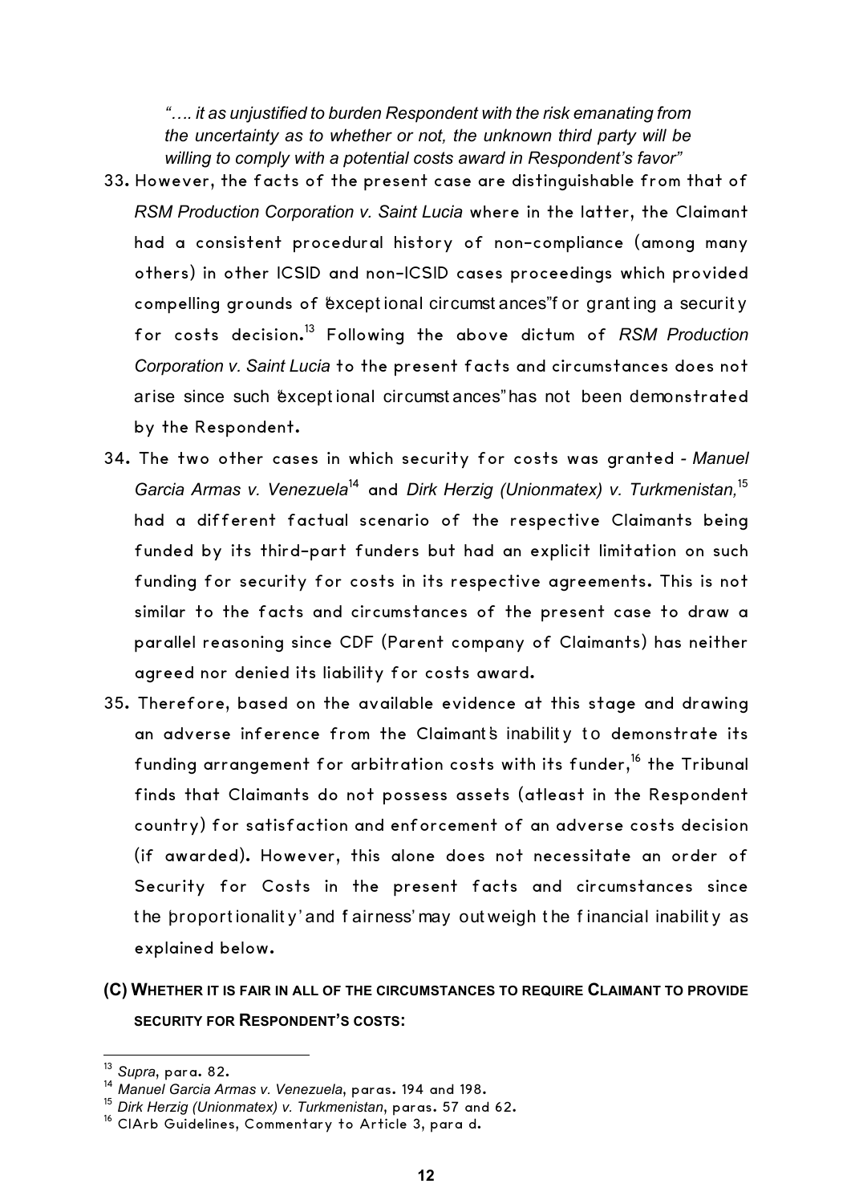*"…. it as unjustified to burden Respondent with the risk emanating from the uncertainty as to whether or not, the unknown third party will be willing to comply with a potential costs award in Respondent's favor"*

33. However, the facts of the present case are distinguishable from that of *RSM Production Corporation v. Saint Lucia* where in the latter, the Claimant had a consistent procedural history of non-compliance (among many others) in other ICSID and non-ICSID cases proceedings which provided compelling grounds of "exceptional circumstances" for granting a security for costs decision.[13] Following the above dictum of *RSM Production Corporation v. Saint Lucia* to the present facts and circumstances does not arise since such "exceptional circumstances" has not been demonstrated by the Respondent.

34. The two other cases in which security for costs was granted - *Manuel Garcia Armas v. Venezuela*[14] and *Dirk Herzig (Unionmatex) v. Turkmenistan,*[15] had a different factual scenario of the respective Claimants being funded by its third-part funders but had an explicit limitation on such funding for security for costs in its respective agreements. This is not similar to the facts and circumstances of the present case to draw a parallel reasoning since CDF (Parent company of Claimants) has neither agreed nor denied its liability for costs award.

35. Therefore, based on the available evidence at this stage and drawing an adverse inference from the Claimant's inability to demonstrate its funding arrangement for arbitration costs with its funder,[16] the Tribunal finds that Claimants do not possess assets (atleast in the Respondent country) for satisfaction and enforcement of an adverse costs decision (if awarded). However, this alone does not necessitate an order of Security for Costs in the present facts and circumstances since the 'proportionality' and 'fairness' may outweigh the financial inability as explained below.

## (C) Whether it is fair in all of the circumstances to require Claimant to provide security for Respondent's costs:

---

[13] *Supra*, para. 82.

[14] *Manuel Garcia Armas v. Venezuela*, paras. 194 and 198.

[15] *Dirk Herzig (Unionmatex) v. Turkmenistan*, paras. 57 and 62.

[16] CIArb Guidelines, Commentary to Article 3, para d.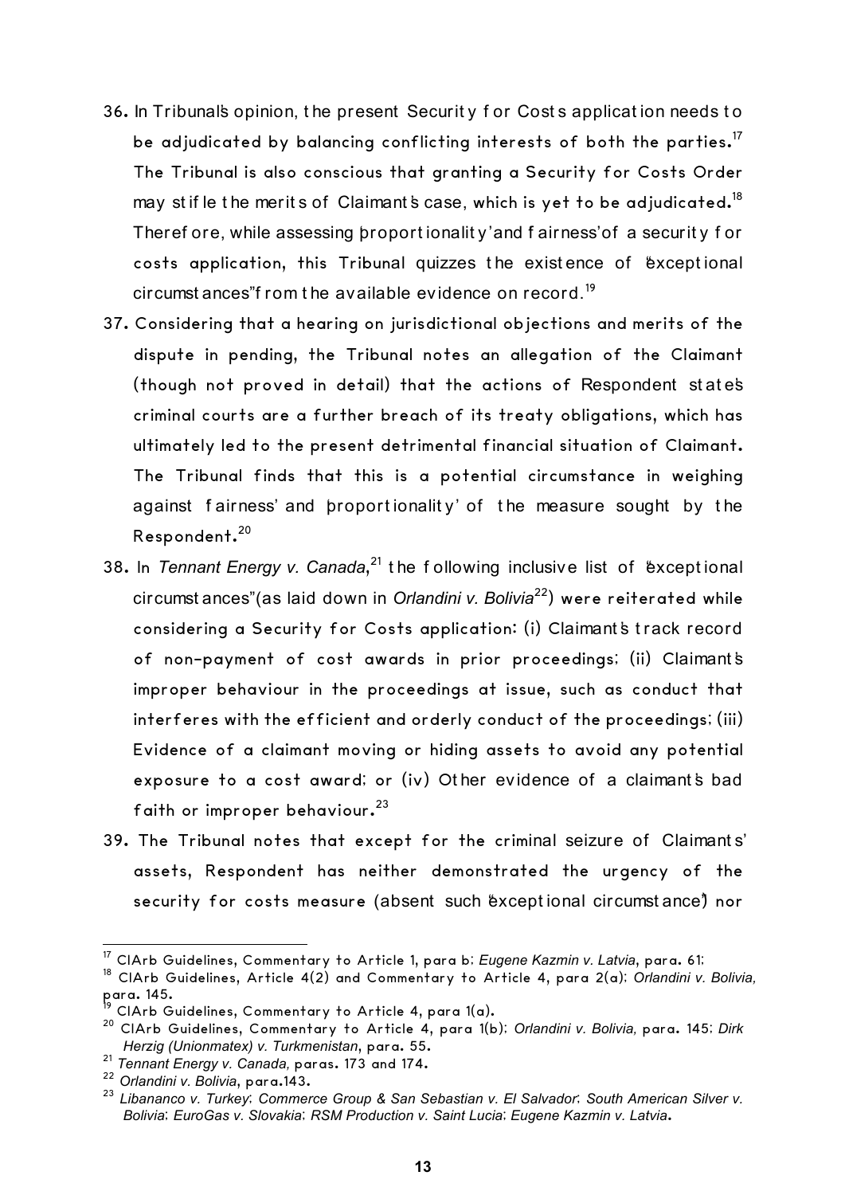36. In Tribunal's opinion, the present Security for Costs application needs to be adjudicated by balancing conflicting interests of both the parties.[17] The Tribunal is also conscious that granting a Security for Costs Order may stifle the merits of Claimant's case, which is yet to be adjudicated.[18] Therefore, while assessing 'proportionality' and 'fairness' of a security for costs application, this Tribunal quizzes the existence of "exceptional circumstances" from the available evidence on record.[19]

37. Considering that a hearing on jurisdictional objections and merits of the dispute in pending, the Tribunal notes an allegation of the Claimant (though not proved in detail) that the actions of Respondent state's criminal courts are a further breach of its treaty obligations, which has ultimately led to the present detrimental financial situation of Claimant. The Tribunal finds that this is a potential circumstance in weighing against 'fairness' and 'proportionality' of the measure sought by the Respondent.[20]

38. In *Tennant Energy v. Canada*,[21] the following inclusive list of "exceptional circumstances" (as laid down in *Orlandini v. Bolivia*[22]) were reiterated while considering a Security for Costs application: (i) Claimant's track record of non-payment of cost awards in prior proceedings; (ii) Claimant's improper behaviour in the proceedings at issue, such as conduct that interferes with the efficient and orderly conduct of the proceedings; (iii) Evidence of a claimant moving or hiding assets to avoid any potential exposure to a cost award; or (iv) Other evidence of a claimant's bad faith or improper behaviour.[23]

39. The Tribunal notes that except for the criminal seizure of Claimants' assets, Respondent has neither demonstrated the urgency of the security for costs measure (absent such "exceptional circumstance") nor

---

[17] CIArb Guidelines, Commentary to Article 1, para b; *Eugene Kazmin v. Latvia*, para. 61;

[18] CIArb Guidelines, Article 4(2) and Commentary to Article 4, para 2(a); *Orlandini v. Bolivia,* para. 145.

[19] CIArb Guidelines, Commentary to Article 4, para 1(a).

[20] CIArb Guidelines, Commentary to Article 4, para 1(b); *Orlandini v. Bolivia,* para. 145; *Dirk Herzig (Unionmatex) v. Turkmenistan*, para. 55.

[21] *Tennant Energy v. Canada,* paras. 173 and 174.

[22] *Orlandini v. Bolivia*, para.143.

[23] *Libananco v. Turkey*; *Commerce Group & San Sebastian v. El Salvador*; *South American Silver v. Bolivia*; *EuroGas v. Slovakia*; *RSM Production v. Saint Lucia*; *Eugene Kazmin v. Latvia*.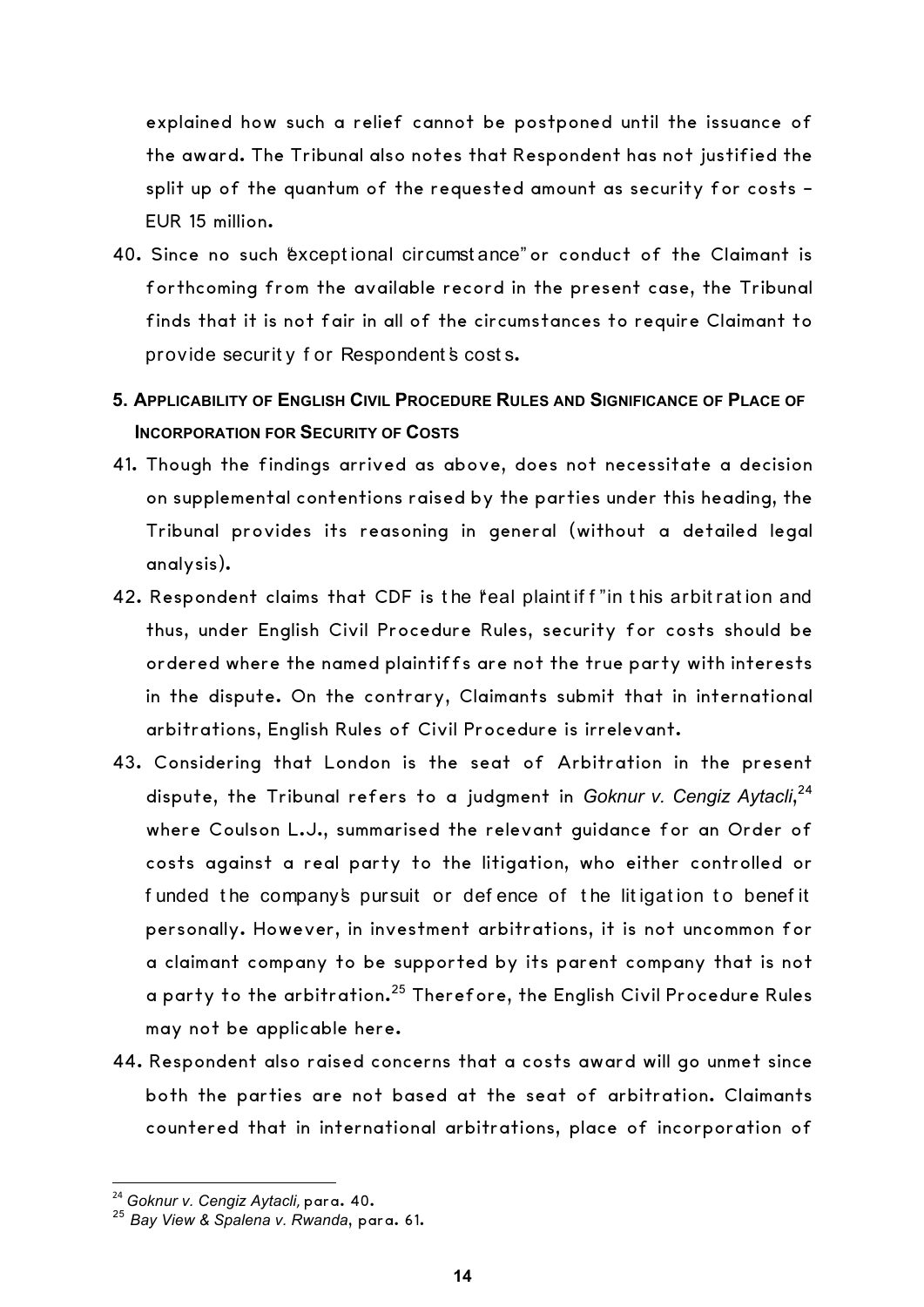explained how such a relief cannot be postponed until the issuance of the award. The Tribunal also notes that Respondent has not justified the split up of the quantum of the requested amount as security for costs – EUR 15 million.

40. Since no such "exceptional circumstance" or conduct of the Claimant is forthcoming from the available record in the present case, the Tribunal finds that it is not fair in all of the circumstances to require Claimant to provide security for Respondent's costs.

## 5. Applicability of English Civil Procedure Rules and Significance of Place of Incorporation for Security of Costs

41. Though the findings arrived as above, does not necessitate a decision on supplemental contentions raised by the parties under this heading, the Tribunal provides its reasoning in general (without a detailed legal analysis).

42. Respondent claims that CDF is the "real plaintiff" in this arbitration and thus, under English Civil Procedure Rules, security for costs should be ordered where the named plaintiffs are not the true party with interests in the dispute. On the contrary, Claimants submit that in international arbitrations, English Rules of Civil Procedure is irrelevant.

43. Considering that London is the seat of Arbitration in the present dispute, the Tribunal refers to a judgment in *Goknur v. Cengiz Aytacli*,[24] where Coulson L.J., summarised the relevant guidance for an Order of costs against a real party to the litigation, who either controlled or funded the company's pursuit or defence of the litigation to benefit personally. However, in investment arbitrations, it is not uncommon for a claimant company to be supported by its parent company that is not a party to the arbitration.[25] Therefore, the English Civil Procedure Rules may not be applicable here.

44. Respondent also raised concerns that a costs award will go unmet since both the parties are not based at the seat of arbitration. Claimants countered that in international arbitrations, place of incorporation of

---

[24] *Goknur v. Cengiz Aytacli,* para. 40.

[25] *Bay View & Spalena v. Rwanda*, para. 61.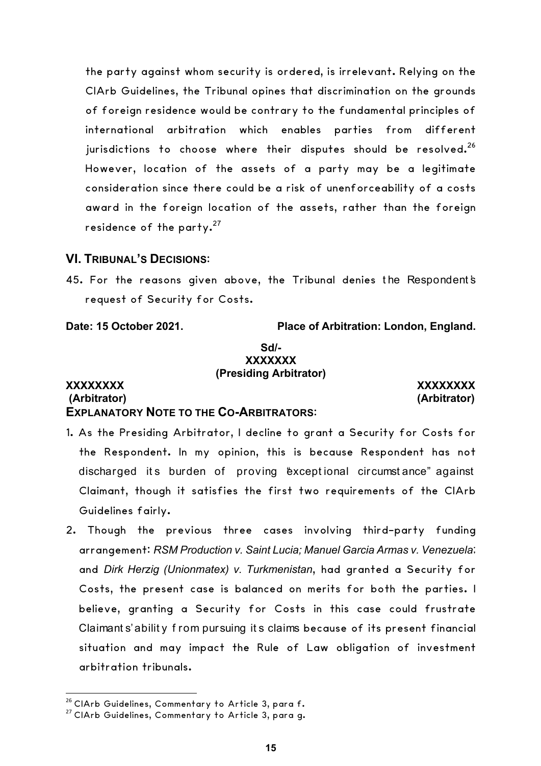the party against whom security is ordered, is irrelevant. Relying on the CIArb Guidelines, the Tribunal opines that discrimination on the grounds of foreign residence would be contrary to the fundamental principles of international arbitration which enables parties from different jurisdictions to choose where their disputes should be resolved.[26] However, location of the assets of a party may be a legitimate consideration since there could be a risk of unenforceability of a costs award in the foreign location of the assets, rather than the foreign residence of the party.[27]

## VI. TRIBUNAL'S DECISIONS:

45. For the reasons given above, the Tribunal denies the Respondent's request of Security for Costs.

**Date: 15 October 2021.** **Place of Arbitration: London, England.**

**Sd/-**
**XXXXXXX**
**(Presiding Arbitrator)**

**XXXXXXXX**
**(Arbitrator)**

**XXXXXXXX**
**(Arbitrator)**

## EXPLANATORY NOTE TO THE CO-ARBITRATORS:

1. As the Presiding Arbitrator, I decline to grant a Security for Costs for the Respondent. In my opinion, this is because Respondent has not discharged its burden of proving "exceptional circumstance" against Claimant, though it satisfies the first two requirements of the CIArb Guidelines fairly.
2. Though the previous three cases involving third-party funding arrangement: *RSM Production v. Saint Lucia; Manuel Garcia Armas v. Venezuela*; and *Dirk Herzig (Unionmatex) v. Turkmenistan*, had granted a Security for Costs, the present case is balanced on merits for both the parties. I believe, granting a Security for Costs in this case could frustrate Claimants' ability from pursuing its claims because of its present financial situation and may impact the Rule of Law obligation of investment arbitration tribunals.

---

[26] CIArb Guidelines, Commentary to Article 3, para f.

[27] CIArb Guidelines, Commentary to Article 3, para g.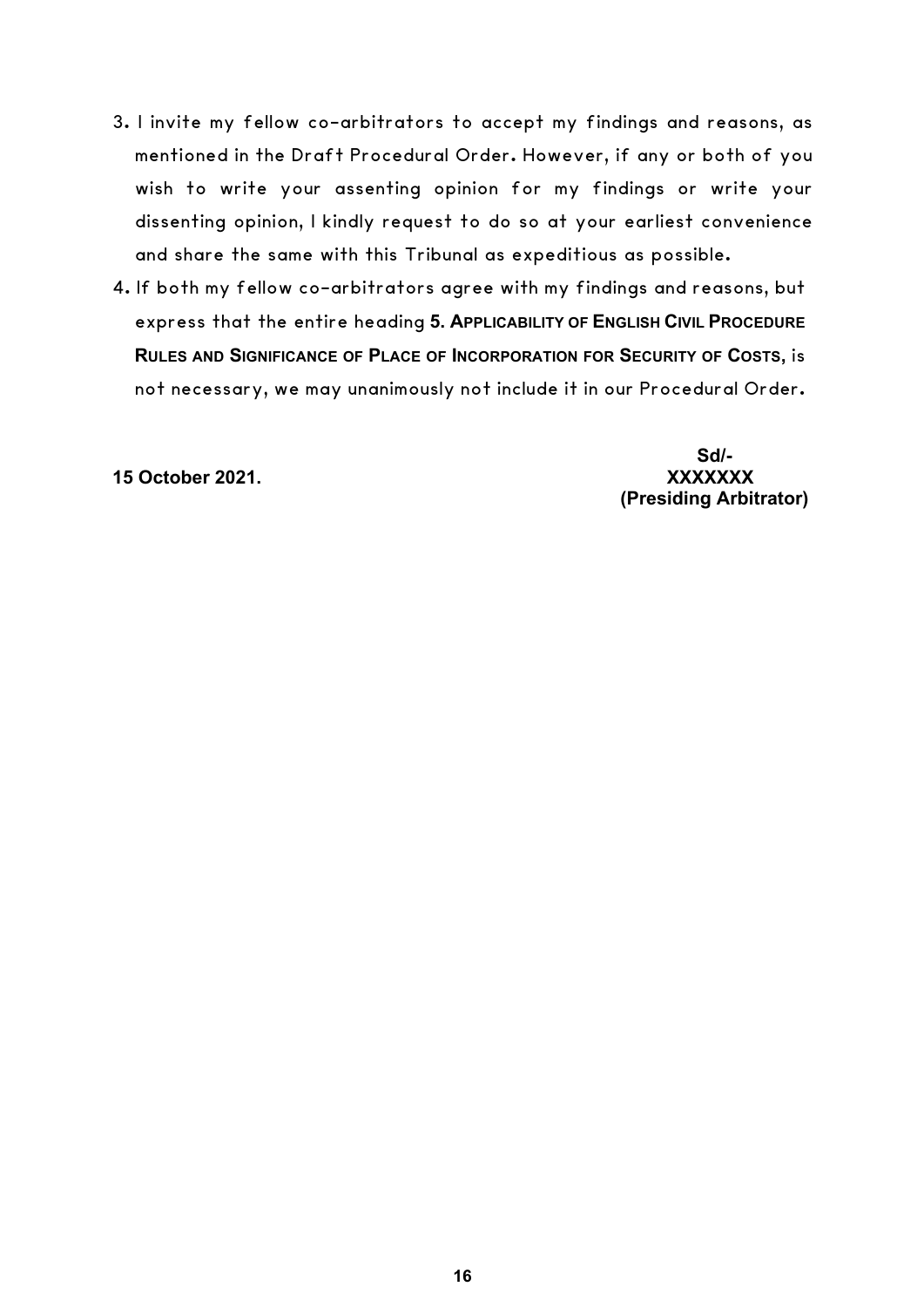3. I invite my fellow co-arbitrators to accept my findings and reasons, as mentioned in the Draft Procedural Order. However, if any or both of you wish to write your assenting opinion for my findings or write your dissenting opinion, I kindly request to do so at your earliest convenience and share the same with this Tribunal as expeditious as possible.
4. If both my fellow co-arbitrators agree with my findings and reasons, but express that the entire heading **5. APPLICABILITY OF ENGLISH CIVIL PROCEDURE RULES AND SIGNIFICANCE OF PLACE OF INCORPORATION FOR SECURITY OF COSTS,** is not necessary, we may unanimously not include it in our Procedural Order.

**15 October 2021.**

**Sd/-**
**XXXXXXX**
**(Presiding Arbitrator)**